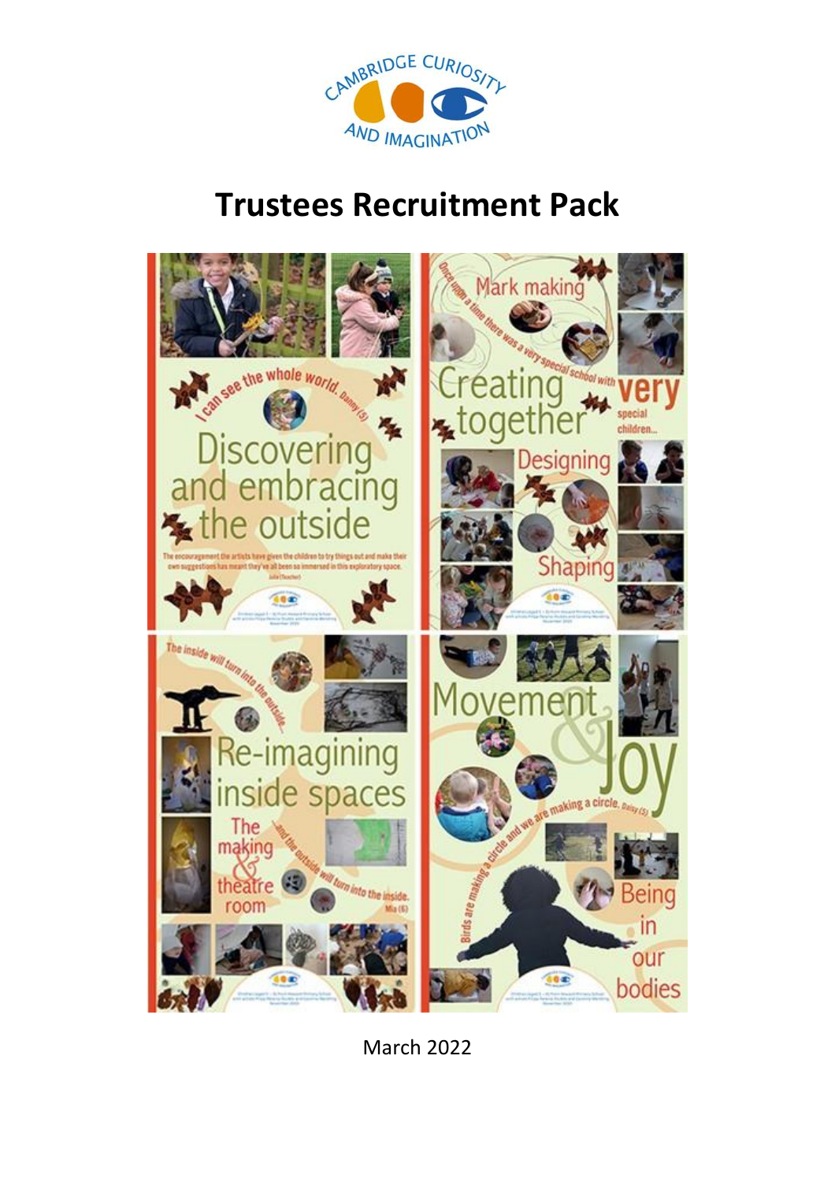# Trustees Recruitment Pack

March 2022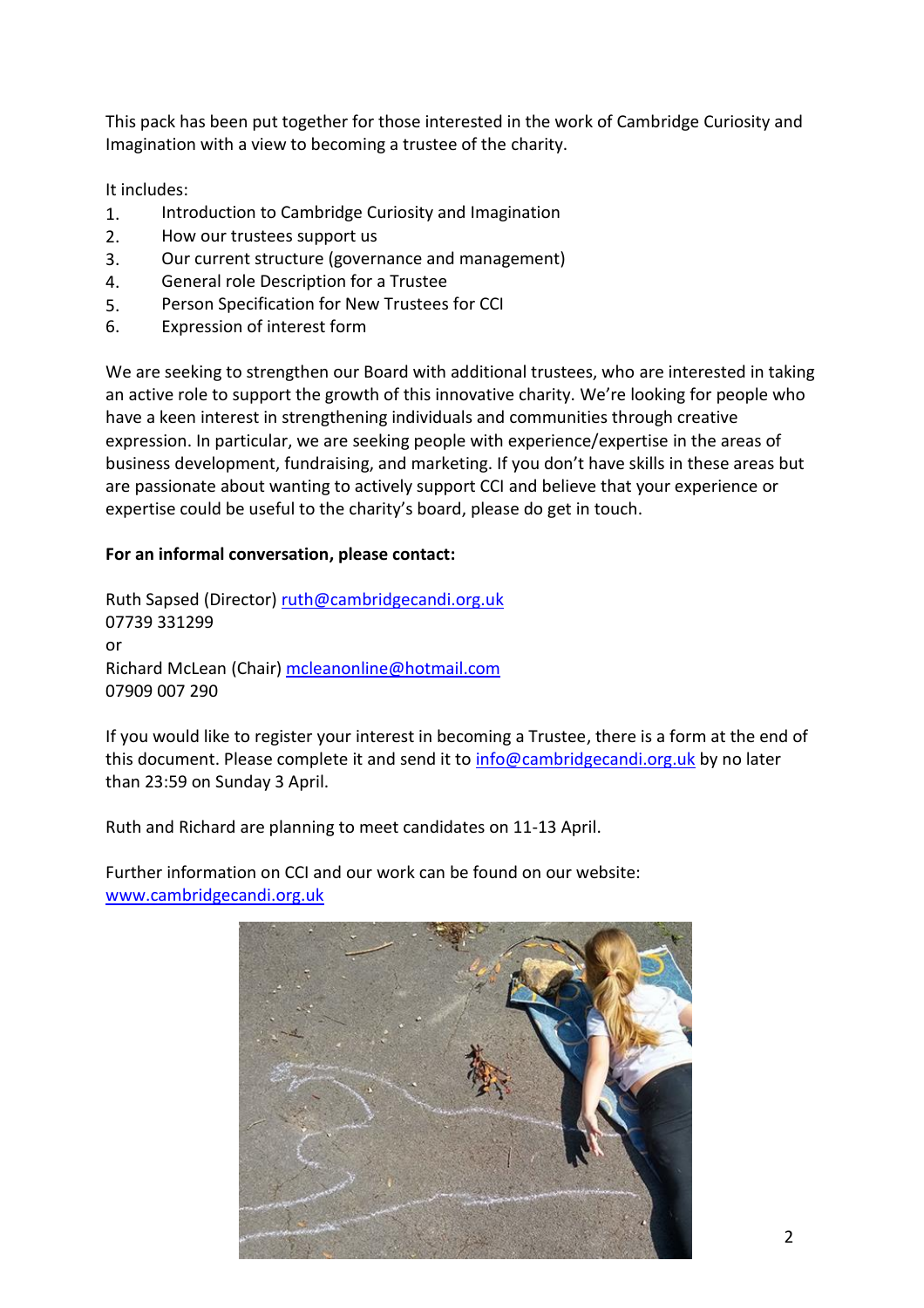This pack has been put together for those interested in the work of Cambridge Curiosity and Imagination with a view to becoming a trustee of the charity.

It includes:

1. Introduction to Cambridge Curiosity and Imagination
2. How our trustees support us
3. Our current structure (governance and management)
4. General role Description for a Trustee
5. Person Specification for New Trustees for CCI
6. Expression of interest form

We are seeking to strengthen our Board with additional trustees, who are interested in taking an active role to support the growth of this innovative charity. We're looking for people who have a keen interest in strengthening individuals and communities through creative expression. In particular, we are seeking people with experience/expertise in the areas of business development, fundraising, and marketing. If you don't have skills in these areas but are passionate about wanting to actively support CCI and believe that your experience or expertise could be useful to the charity's board, please do get in touch.

**For an informal conversation, please contact:**

Ruth Sapsed (Director) ruth@cambridgecandi.org.uk
07739 331299
or
Richard McLean (Chair) mcleanonline@hotmail.com
07909 007 290

If you would like to register your interest in becoming a Trustee, there is a form at the end of this document. Please complete it and send it to info@cambridgecandi.org.uk by no later than 23:59 on Sunday 3 April.

Ruth and Richard are planning to meet candidates on 11-13 April.

Further information on CCI and our work can be found on our website:
www.cambridgecandi.org.uk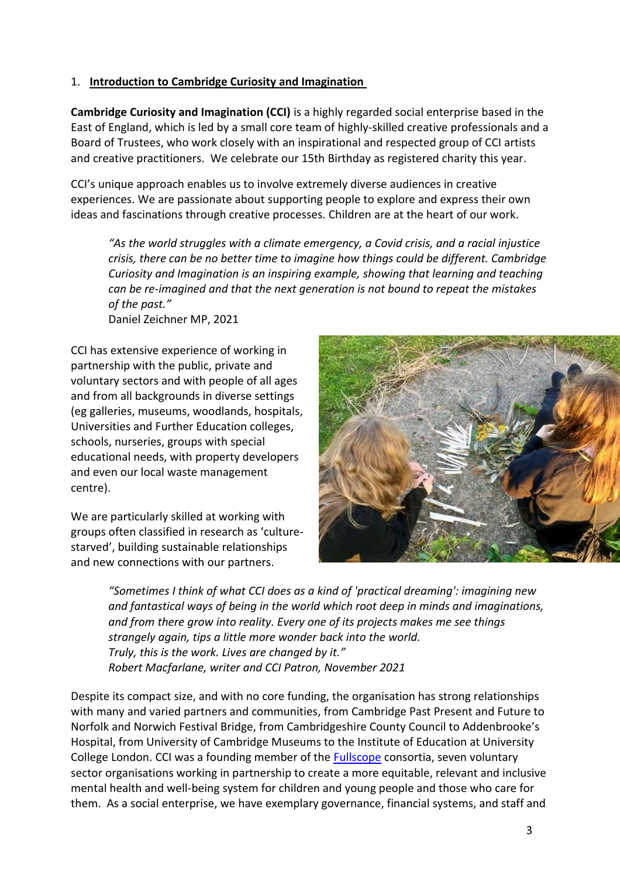## 1. Introduction to Cambridge Curiosity and Imagination

**Cambridge Curiosity and Imagination (CCI)** is a highly regarded social enterprise based in the East of England, which is led by a small core team of highly-skilled creative professionals and a Board of Trustees, who work closely with an inspirational and respected group of CCI artists and creative practitioners. We celebrate our 15th Birthday as registered charity this year.

CCI's unique approach enables us to involve extremely diverse audiences in creative experiences. We are passionate about supporting people to explore and express their own ideas and fascinations through creative processes. Children are at the heart of our work.

> *"As the world struggles with a climate emergency, a Covid crisis, and a racial injustice crisis, there can be no better time to imagine how things could be different. Cambridge Curiosity and Imagination is an inspiring example, showing that learning and teaching can be re-imagined and that the next generation is not bound to repeat the mistakes of the past."*
> Daniel Zeichner MP, 2021

CCI has extensive experience of working in partnership with the public, private and voluntary sectors and with people of all ages and from all backgrounds in diverse settings (eg galleries, museums, woodlands, hospitals, Universities and Further Education colleges, schools, nurseries, groups with special educational needs, with property developers and even our local waste management centre).

We are particularly skilled at working with groups often classified in research as 'culture-starved', building sustainable relationships and new connections with our partners.

> *"Sometimes I think of what CCI does as a kind of 'practical dreaming': imagining new and fantastical ways of being in the world which root deep in minds and imaginations, and from there grow into reality. Every one of its projects makes me see things strangely again, tips a little more wonder back into the world.*
> *Truly, this is the work. Lives are changed by it."*
> *Robert Macfarlane, writer and CCI Patron, November 2021*

Despite its compact size, and with no core funding, the organisation has strong relationships with many and varied partners and communities, from Cambridge Past Present and Future to Norfolk and Norwich Festival Bridge, from Cambridgeshire County Council to Addenbrooke's Hospital, from University of Cambridge Museums to the Institute of Education at University College London. CCI was a founding member of the Fullscope consortia, seven voluntary sector organisations working in partnership to create a more equitable, relevant and inclusive mental health and well-being system for children and young people and those who care for them. As a social enterprise, we have exemplary governance, financial systems, and staff and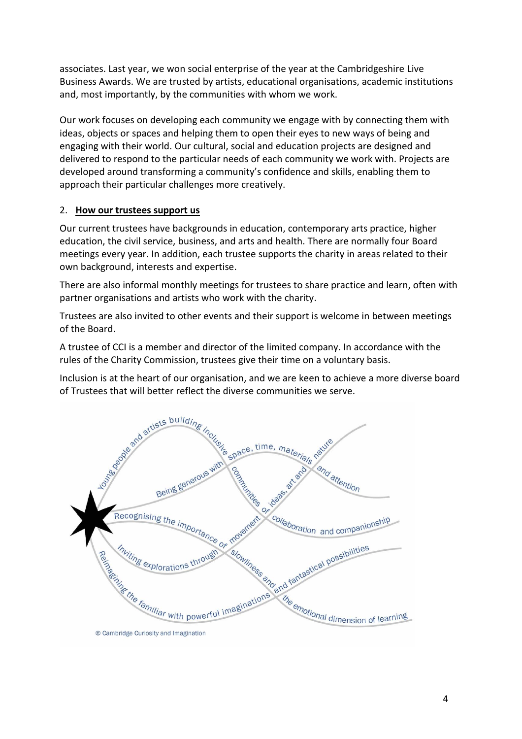associates. Last year, we won social enterprise of the year at the Cambridgeshire Live Business Awards. We are trusted by artists, educational organisations, academic institutions and, most importantly, by the communities with whom we work.

Our work focuses on developing each community we engage with by connecting them with ideas, objects or spaces and helping them to open their eyes to new ways of being and engaging with their world. Our cultural, social and education projects are designed and delivered to respond to the particular needs of each community we work with. Projects are developed around transforming a community's confidence and skills, enabling them to approach their particular challenges more creatively.

## 2. **How our trustees support us**

Our current trustees have backgrounds in education, contemporary arts practice, higher education, the civil service, business, and arts and health. There are normally four Board meetings every year. In addition, each trustee supports the charity in areas related to their own background, interests and expertise.

There are also informal monthly meetings for trustees to share practice and learn, often with partner organisations and artists who work with the charity.

Trustees are also invited to other events and their support is welcome in between meetings of the Board.

A trustee of CCI is a member and director of the limited company. In accordance with the rules of the Charity Commission, trustees give their time on a voluntary basis.

Inclusion is at the heart of our organisation, and we are keen to achieve a more diverse board of Trustees that will better reflect the diverse communities we serve.

© Cambridge Curiosity and Imagination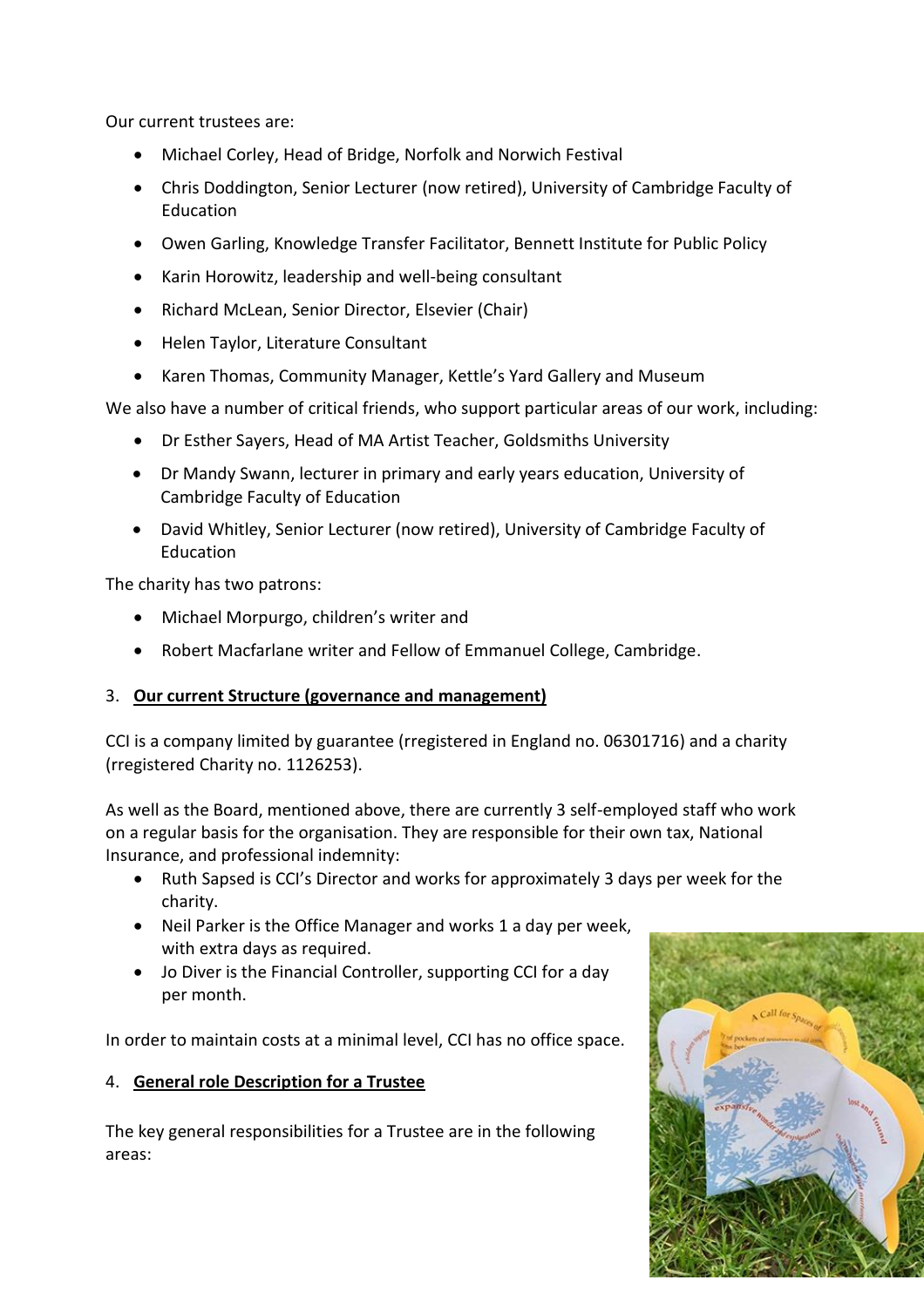Our current trustees are:

- Michael Corley, Head of Bridge, Norfolk and Norwich Festival
- Chris Doddington, Senior Lecturer (now retired), University of Cambridge Faculty of Education
- Owen Garling, Knowledge Transfer Facilitator, Bennett Institute for Public Policy
- Karin Horowitz, leadership and well-being consultant
- Richard McLean, Senior Director, Elsevier (Chair)
- Helen Taylor, Literature Consultant
- Karen Thomas, Community Manager, Kettle's Yard Gallery and Museum

We also have a number of critical friends, who support particular areas of our work, including:

- Dr Esther Sayers, Head of MA Artist Teacher, Goldsmiths University
- Dr Mandy Swann, lecturer in primary and early years education, University of Cambridge Faculty of Education
- David Whitley, Senior Lecturer (now retired), University of Cambridge Faculty of Education

The charity has two patrons:

- Michael Morpurgo, children's writer and
- Robert Macfarlane writer and Fellow of Emmanuel College, Cambridge.

## 3. **Our current Structure (governance and management)**

CCI is a company limited by guarantee (rregistered in England no. 06301716) and a charity (rregistered Charity no. 1126253).

As well as the Board, mentioned above, there are currently 3 self-employed staff who work on a regular basis for the organisation. They are responsible for their own tax, National Insurance, and professional indemnity:

- Ruth Sapsed is CCI's Director and works for approximately 3 days per week for the charity.
- Neil Parker is the Office Manager and works 1 a day per week, with extra days as required.
- Jo Diver is the Financial Controller, supporting CCI for a day per month.

In order to maintain costs at a minimal level, CCI has no office space.

## 4. **General role Description for a Trustee**

The key general responsibilities for a Trustee are in the following areas: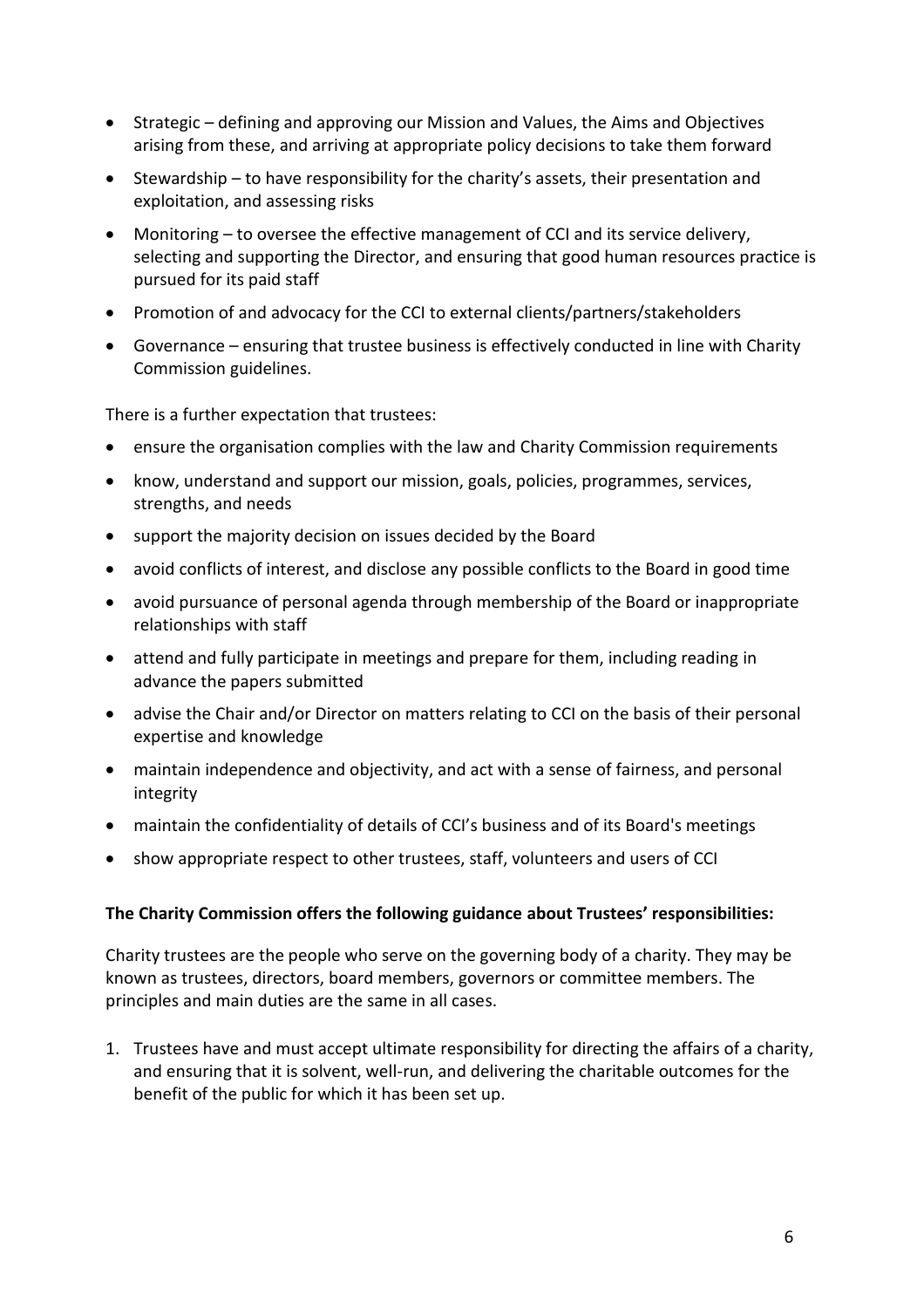- Strategic – defining and approving our Mission and Values, the Aims and Objectives arising from these, and arriving at appropriate policy decisions to take them forward
- Stewardship – to have responsibility for the charity's assets, their presentation and exploitation, and assessing risks
- Monitoring – to oversee the effective management of CCI and its service delivery, selecting and supporting the Director, and ensuring that good human resources practice is pursued for its paid staff
- Promotion of and advocacy for the CCI to external clients/partners/stakeholders
- Governance – ensuring that trustee business is effectively conducted in line with Charity Commission guidelines.

There is a further expectation that trustees:

- ensure the organisation complies with the law and Charity Commission requirements
- know, understand and support our mission, goals, policies, programmes, services, strengths, and needs
- support the majority decision on issues decided by the Board
- avoid conflicts of interest, and disclose any possible conflicts to the Board in good time
- avoid pursuance of personal agenda through membership of the Board or inappropriate relationships with staff
- attend and fully participate in meetings and prepare for them, including reading in advance the papers submitted
- advise the Chair and/or Director on matters relating to CCI on the basis of their personal expertise and knowledge
- maintain independence and objectivity, and act with a sense of fairness, and personal integrity
- maintain the confidentiality of details of CCI's business and of its Board's meetings
- show appropriate respect to other trustees, staff, volunteers and users of CCI

**The Charity Commission offers the following guidance about Trustees' responsibilities:**

Charity trustees are the people who serve on the governing body of a charity. They may be known as trustees, directors, board members, governors or committee members. The principles and main duties are the same in all cases.

1. Trustees have and must accept ultimate responsibility for directing the affairs of a charity, and ensuring that it is solvent, well-run, and delivering the charitable outcomes for the benefit of the public for which it has been set up.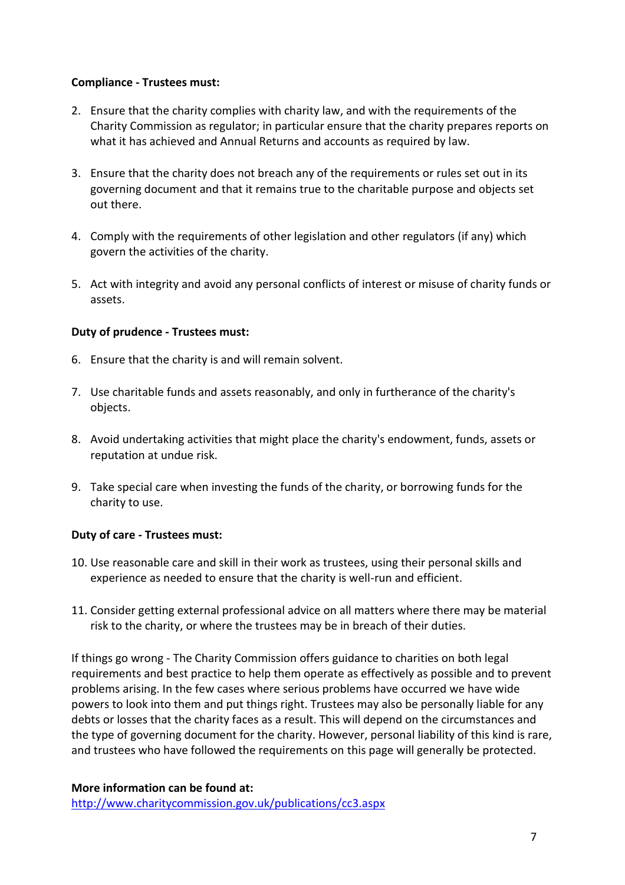**Compliance - Trustees must:**

2. Ensure that the charity complies with charity law, and with the requirements of the Charity Commission as regulator; in particular ensure that the charity prepares reports on what it has achieved and Annual Returns and accounts as required by law.

3. Ensure that the charity does not breach any of the requirements or rules set out in its governing document and that it remains true to the charitable purpose and objects set out there.

4. Comply with the requirements of other legislation and other regulators (if any) which govern the activities of the charity.

5. Act with integrity and avoid any personal conflicts of interest or misuse of charity funds or assets.

**Duty of prudence - Trustees must:**

6. Ensure that the charity is and will remain solvent.

7. Use charitable funds and assets reasonably, and only in furtherance of the charity's objects.

8. Avoid undertaking activities that might place the charity's endowment, funds, assets or reputation at undue risk.

9. Take special care when investing the funds of the charity, or borrowing funds for the charity to use.

**Duty of care - Trustees must:**

10. Use reasonable care and skill in their work as trustees, using their personal skills and experience as needed to ensure that the charity is well-run and efficient.

11. Consider getting external professional advice on all matters where there may be material risk to the charity, or where the trustees may be in breach of their duties.

If things go wrong - The Charity Commission offers guidance to charities on both legal requirements and best practice to help them operate as effectively as possible and to prevent problems arising. In the few cases where serious problems have occurred we have wide powers to look into them and put things right. Trustees may also be personally liable for any debts or losses that the charity faces as a result. This will depend on the circumstances and the type of governing document for the charity. However, personal liability of this kind is rare, and trustees who have followed the requirements on this page will generally be protected.

**More information can be found at:**
http://www.charitycommission.gov.uk/publications/cc3.aspx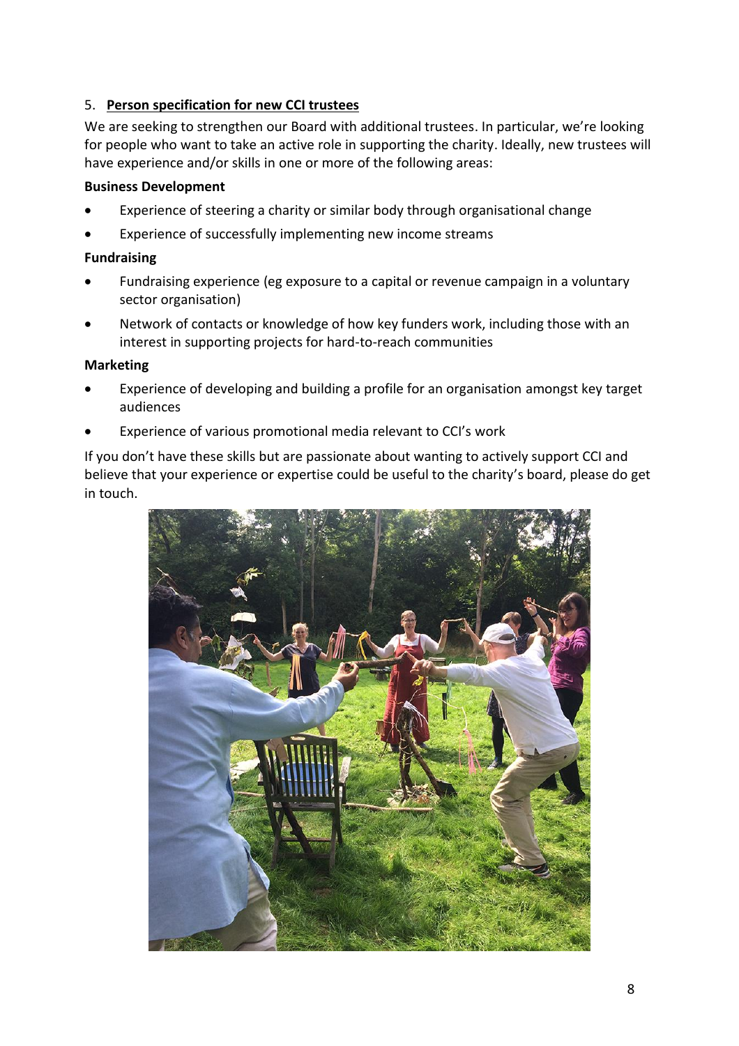## 5. Person specification for new CCI trustees

We are seeking to strengthen our Board with additional trustees. In particular, we're looking for people who want to take an active role in supporting the charity. Ideally, new trustees will have experience and/or skills in one or more of the following areas:

**Business Development**

- Experience of steering a charity or similar body through organisational change
- Experience of successfully implementing new income streams

**Fundraising**

- Fundraising experience (eg exposure to a capital or revenue campaign in a voluntary sector organisation)
- Network of contacts or knowledge of how key funders work, including those with an interest in supporting projects for hard-to-reach communities

**Marketing**

- Experience of developing and building a profile for an organisation amongst key target audiences
- Experience of various promotional media relevant to CCI's work

If you don't have these skills but are passionate about wanting to actively support CCI and believe that your experience or expertise could be useful to the charity's board, please do get in touch.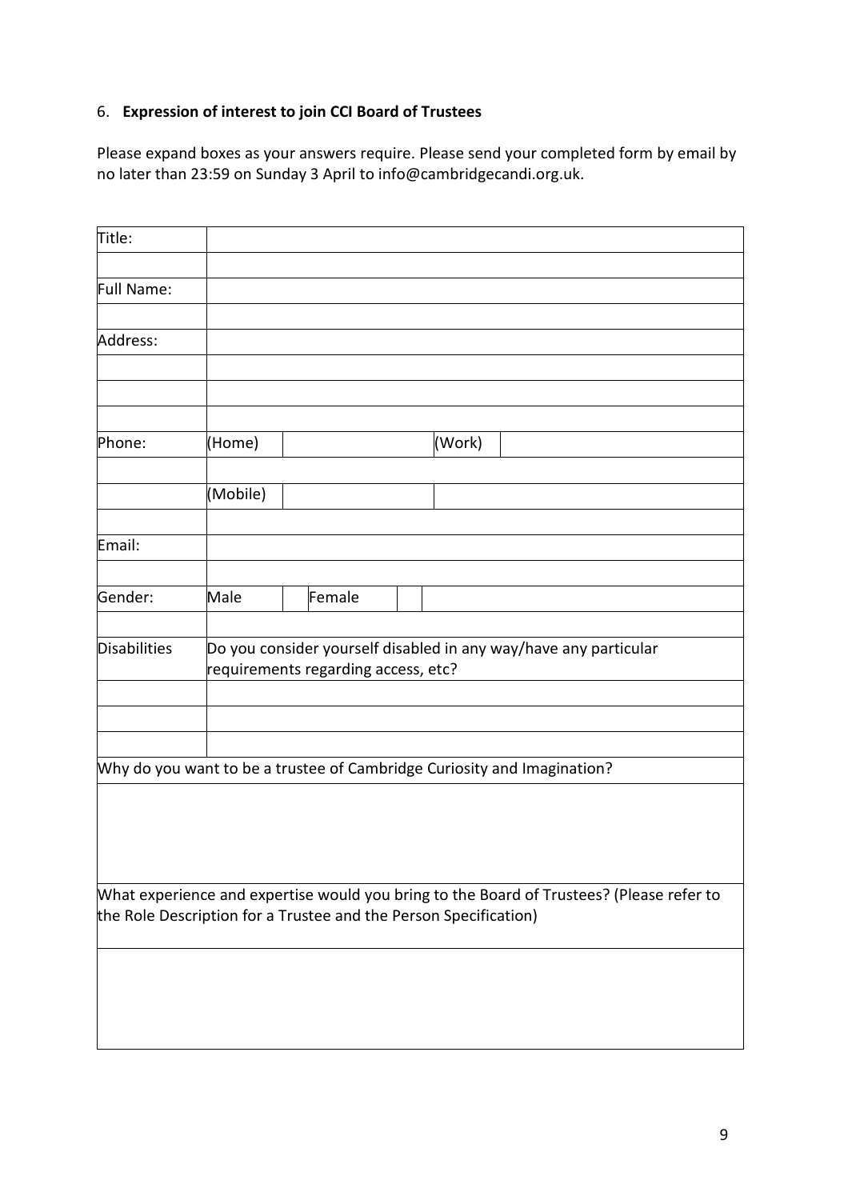## 6. **Expression of interest to join CCI Board of Trustees**

Please expand boxes as your answers require. Please send your completed form by email by no later than 23:59 on Sunday 3 April to info@cambridgecandi.org.uk.

| Title: | | | | | | |
|---|---|---|---|---|---|---|
| | | | | | | |
| Full Name: | | | | | | |
| | | | | | | |
| Address: | | | | | | |
| | | | | | | |
| | | | | | | |
| | | | | | | |
| Phone: | (Home) | | | | (Work) | |
| | | | | | | |
| | (Mobile) | | | | | |
| | | | | | | |
| Email: | | | | | | |
| | | | | | | |
| Gender: | Male | | Female | | | |
| | | | | | | |
| Disabilities | Do you consider yourself disabled in any way/have any particular requirements regarding access, etc? | | | | | |
| | | | | | | |
| | | | | | | |
| | | | | | | |
| Why do you want to be a trustee of Cambridge Curiosity and Imagination? | | | | | | |
| | | | | | | |
| What experience and expertise would you bring to the Board of Trustees? (Please refer to the Role Description for a Trustee and the Person Specification) | | | | | | |
| | | | | | | |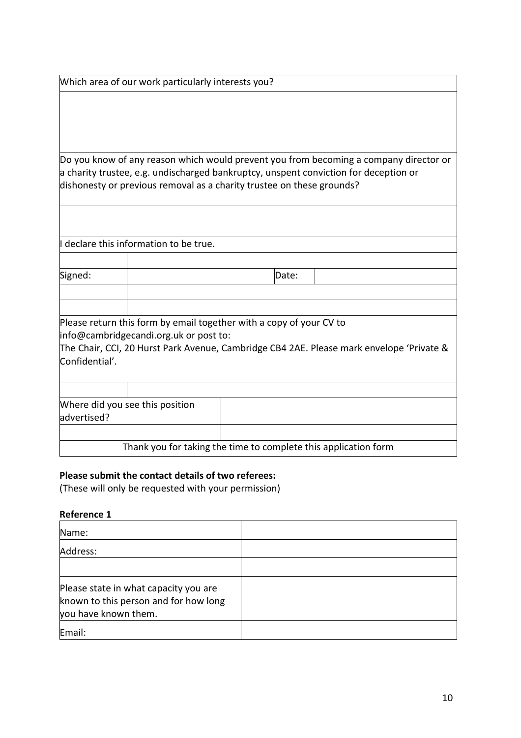| Which area of our work particularly interests you? | | | |
|---|---|---|---|
| | | | |
| Do you know of any reason which would prevent you from becoming a company director or a charity trustee, e.g. undischarged bankruptcy, unspent conviction for deception or dishonesty or previous removal as a charity trustee on these grounds? | | | |
| | | | |
| I declare this information to be true. | | | |
| | | | |
| Signed: | | Date: | |
| | | | |
| | | | |
| Please return this form by email together with a copy of your CV to info@cambridgecandi.org.uk or post to: The Chair, CCI, 20 Hurst Park Avenue, Cambridge CB4 2AE. Please mark envelope 'Private & Confidential'. | | | |
| | | | |
| Where did you see this position advertised? | | | |
| | | | |
| Thank you for taking the time to complete this application form | | | |

**Please submit the contact details of two referees:**
(These will only be requested with your permission)

**Reference 1**

| Name: | |
|---|---|
| Address: | |
| | |
| Please state in what capacity you are known to this person and for how long you have known them. | |
| Email: | |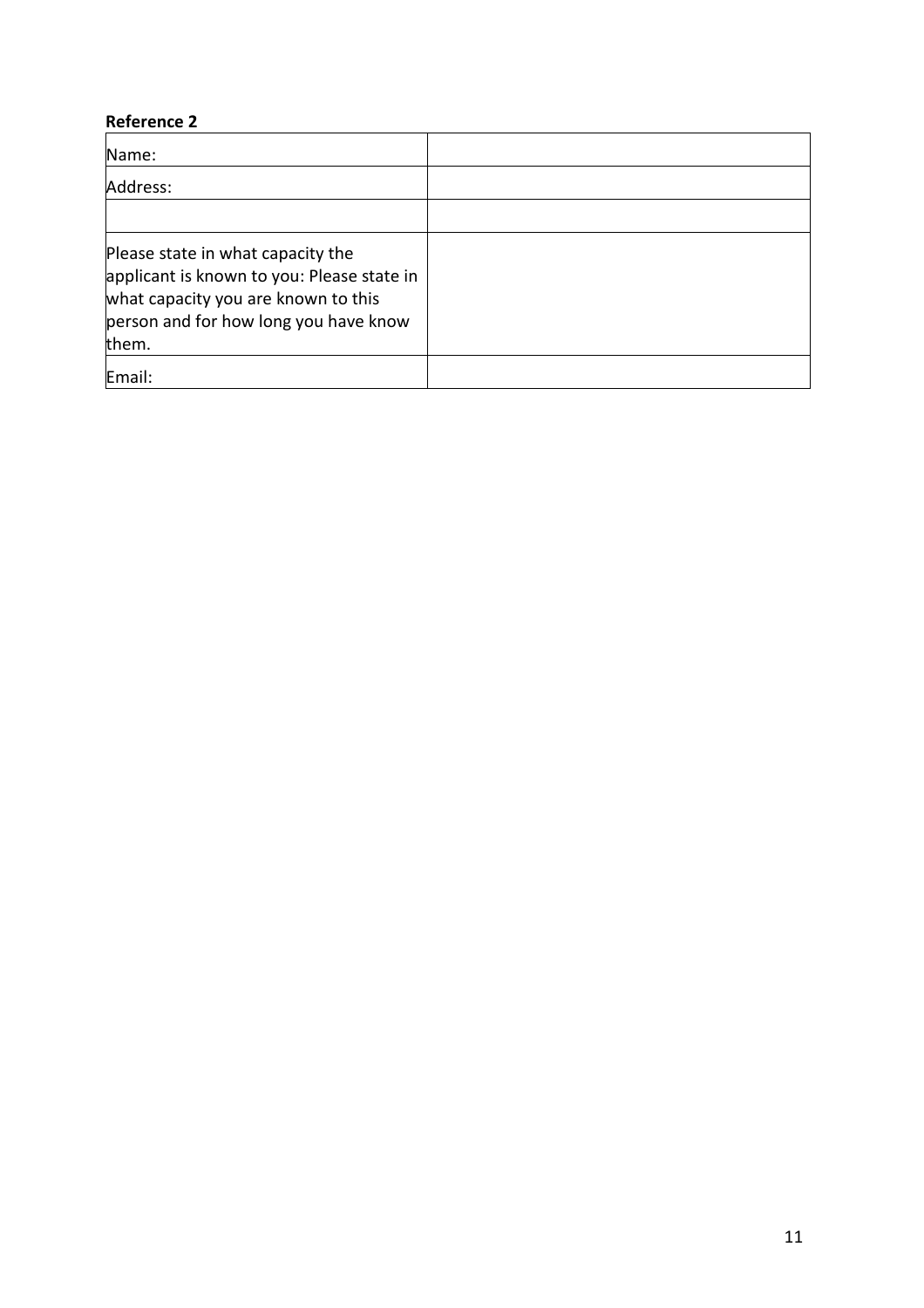**Reference 2**

| | |
|---|---|
| Name: | |
| Address: | |
| | |
| Please state in what capacity the applicant is known to you: Please state in what capacity you are known to this person and for how long you have know them. | |
| Email: | |